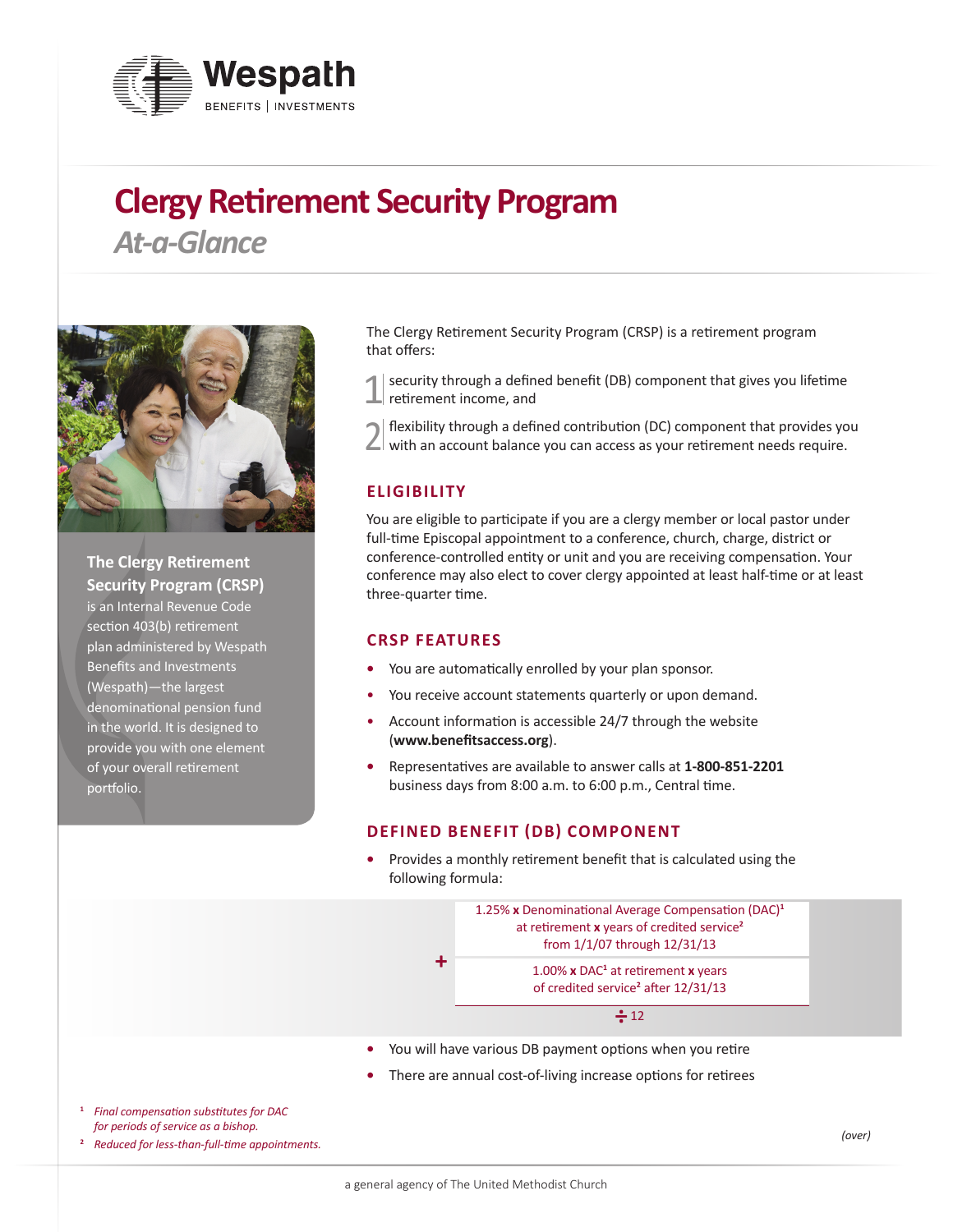Wespath

BENEFITS | INVESTMENTS

# Clergy Retirement Security Program

## *At-a-Glance*

**The Clergy Retirement Security Program (CRSP)** is an Internal Revenue Code section 403(b) retirement plan administered by Wespath Benefits and Investments (Wespath)—the largest denominational pension fund in the world. It is designed to provide you with one element of your overall retirement portfolio.

The Clergy Retirement Security Program (CRSP) is a retirement program that offers:

1. security through a defined benefit (DB) component that gives you lifetime retirement income, and
2. flexibility through a defined contribution (DC) component that provides you with an account balance you can access as your retirement needs require.

### ELIGIBILITY

You are eligible to participate if you are a clergy member or local pastor under full-time Episcopal appointment to a conference, church, charge, district or conference-controlled entity or unit and you are receiving compensation. Your conference may also elect to cover clergy appointed at least half-time or at least three-quarter time.

### CRSP FEATURES

- You are automatically enrolled by your plan sponsor.
- You receive account statements quarterly or upon demand.
- Account information is accessible 24/7 through the website (**www.benefitsaccess.org**).
- Representatives are available to answer calls at **1-800-851-2201** business days from 8:00 a.m. to 6:00 p.m., Central time.

### DEFINED BENEFIT (DB) COMPONENT

- Provides a monthly retirement benefit that is calculated using the following formula:

1.25% **x** Denominational Average Compensation (DAC)[1] at retirement **x** years of credited service[2] from 1/1/07 through 12/31/13

**+**

1.00% **x** DAC[1] at retirement **x** years of credited service[2] after 12/31/13

**÷** 12

- You will have various DB payment options when you retire
- There are annual cost-of-living increase options for retirees

[1] *Final compensation substitutes for DAC for periods of service as a bishop.*

[2] *Reduced for less-than-full-time appointments.*

*(over)*

a general agency of The United Methodist Church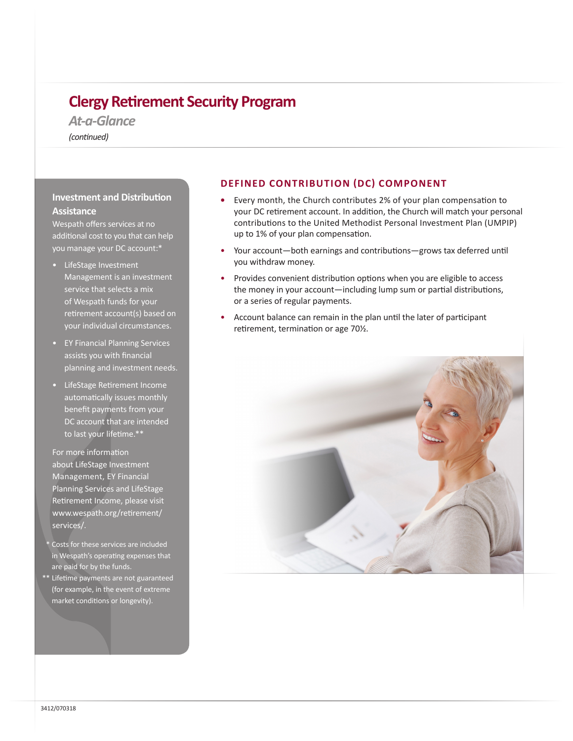# Clergy Retirement Security Program

## *At-a-Glance*

*(continued)*

### Investment and Distribution Assistance

Wespath offers services at no additional cost to you that can help you manage your DC account:*

- LifeStage Investment Management is an investment service that selects a mix of Wespath funds for your retirement account(s) based on your individual circumstances.
- EY Financial Planning Services assists you with financial planning and investment needs.
- LifeStage Retirement Income automatically issues monthly benefit payments from your DC account that are intended to last your lifetime.**

For more information about LifeStage Investment Management, EY Financial Planning Services and LifeStage Retirement Income, please visit www.wespath.org/retirement/services/.

\* Costs for these services are included in Wespath's operating expenses that are paid for by the funds.

** Lifetime payments are not guaranteed (for example, in the event of extreme market conditions or longevity).

### DEFINED CONTRIBUTION (DC) COMPONENT

- Every month, the Church contributes 2% of your plan compensation to your DC retirement account. In addition, the Church will match your personal contributions to the United Methodist Personal Investment Plan (UMPIP) up to 1% of your plan compensation.
- Your account—both earnings and contributions—grows tax deferred until you withdraw money.
- Provides convenient distribution options when you are eligible to access the money in your account—including lump sum or partial distributions, or a series of regular payments.
- Account balance can remain in the plan until the later of participant retirement, termination or age 70½.

3412/070318